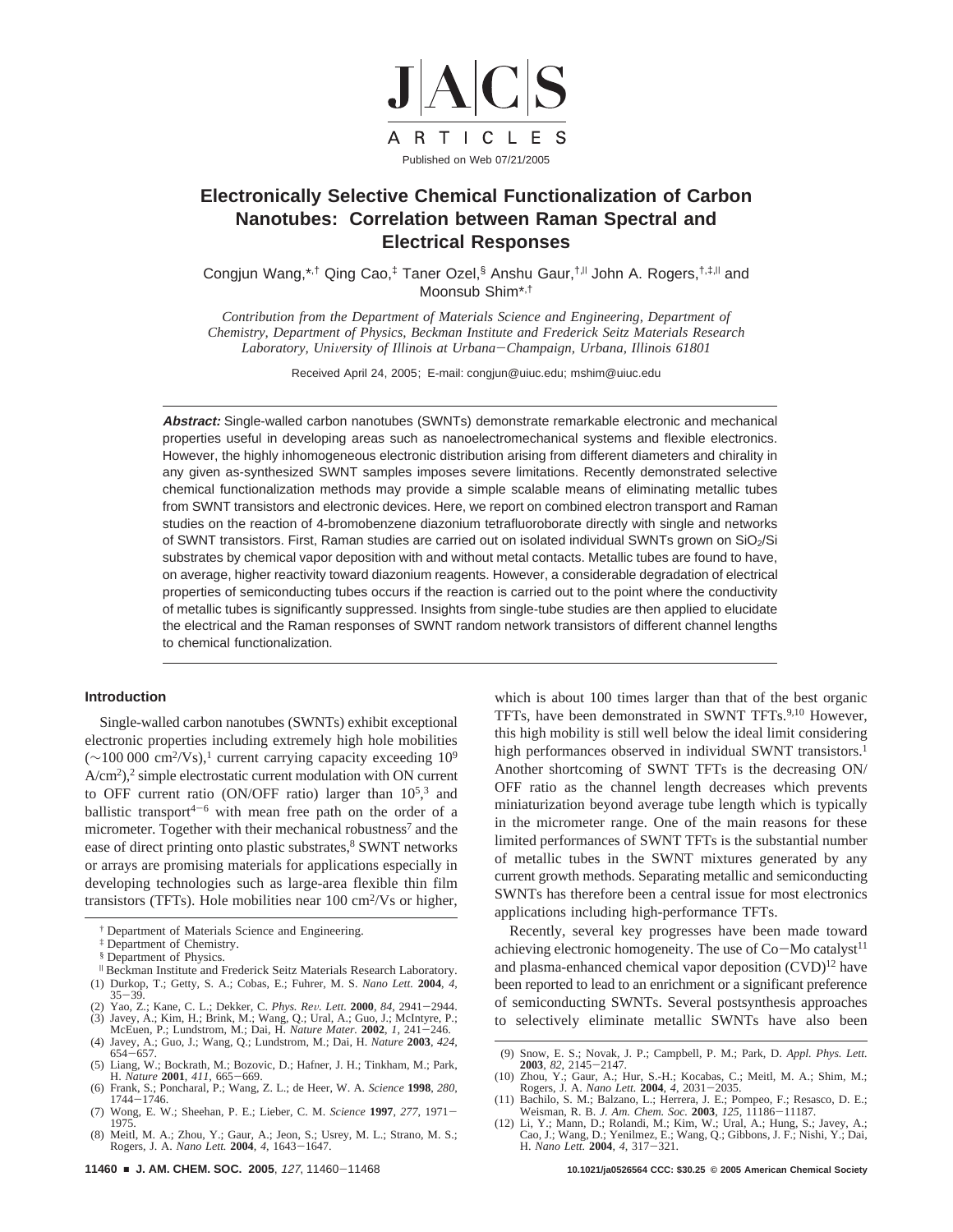# Electronically Selective Chemical Functionalization of Carbon Nanotubes: Correlation between Raman Spectral and Electrical Responses

Congjun Wang,*,† Qing Cao,‡ Taner Ozel,§ Anshu Gaur,†,∥ John A. Rogers,†,‡,∥ and Moonsub Shim*,†

*Contribution from the Department of Materials Science and Engineering, Department of Chemistry, Department of Physics, Beckman Institute and Frederick Seitz Materials Research Laboratory, University of Illinois at Urbana–Champaign, Urbana, Illinois 61801*

Received April 24, 2005; E-mail: congjun@uiuc.edu; mshim@uiuc.edu

**Abstract:** Single-walled carbon nanotubes (SWNTs) demonstrate remarkable electronic and mechanical properties useful in developing areas such as nanoelectromechanical systems and flexible electronics. However, the highly inhomogeneous electronic distribution arising from different diameters and chirality in any given as-synthesized SWNT samples imposes severe limitations. Recently demonstrated selective chemical functionalization methods may provide a simple scalable means of eliminating metallic tubes from SWNT transistors and electronic devices. Here, we report on combined electron transport and Raman studies on the reaction of 4-bromobenzene diazonium tetrafluoroborate directly with single and networks of SWNT transistors. First, Raman studies are carried out on isolated individual SWNTs grown on $SiO_2$/Si substrates by chemical vapor deposition with and without metal contacts. Metallic tubes are found to have, on average, higher reactivity toward diazonium reagents. However, a considerable degradation of electrical properties of semiconducting tubes occurs if the reaction is carried out to the point where the conductivity of metallic tubes is significantly suppressed. Insights from single-tube studies are then applied to elucidate the electrical and the Raman responses of SWNT random network transistors of different channel lengths to chemical functionalization.

## Introduction

Single-walled carbon nanotubes (SWNTs) exhibit exceptional electronic properties including extremely high hole mobilities ($\sim$100 000 $cm^2$/Vs),[1] current carrying capacity exceeding $10^9$ A/$cm^2$),[2] simple electrostatic current modulation with ON current to OFF current ratio (ON/OFF ratio) larger than $10^5$,[3] and ballistic transport[4–6] with mean free path on the order of a micrometer. Together with their mechanical robustness[7] and the ease of direct printing onto plastic substrates,[8] SWNT networks or arrays are promising materials for applications especially in developing technologies such as large-area flexible thin film transistors (TFTs). Hole mobilities near 100 $cm^2$/Vs or higher, which is about 100 times larger than that of the best organic TFTs, have been demonstrated in SWNT TFTs.[9,10] However, this high mobility is still well below the ideal limit considering high performances observed in individual SWNT transistors.[1] Another shortcoming of SWNT TFTs is the decreasing ON/OFF ratio as the channel length decreases which prevents miniaturization beyond average tube length which is typically in the micrometer range. One of the main reasons for these limited performances of SWNT TFTs is the substantial number of metallic tubes in the SWNT mixtures generated by any current growth methods. Separating metallic and semiconducting SWNTs has therefore been a central issue for most electronics applications including high-performance TFTs.

Recently, several key progresses have been made toward achieving electronic homogeneity. The use of Co–Mo catalyst[11] and plasma-enhanced chemical vapor deposition (CVD)[12] have been reported to lead to an enrichment or a significant preference of semiconducting SWNTs. Several postsynthesis approaches to selectively eliminate metallic SWNTs have also been

† Department of Materials Science and Engineering.

‡ Department of Chemistry.

§ Department of Physics.

∥ Beckman Institute and Frederick Seitz Materials Research Laboratory.

(1) Durkop, T.; Getty, S. A.; Cobas, E.; Fuhrer, M. S. *Nano Lett.* **2004**, *4*, 35–39.
(2) Yao, Z.; Kane, C. L.; Dekker, C. *Phys. Rev. Lett.* **2000**, *84*, 2941–2944.
(3) Javey, A.; Kim, H.; Brink, M.; Wang, Q.; Ural, A.; Guo, J.; McIntyre, P.; McEuen, P.; Lundstrom, M.; Dai, H. *Nature Mater.* **2002**, *1*, 241–246.
(4) Javey, A.; Guo, J.; Wang, Q.; Lundstrom, M.; Dai, H. *Nature* **2003**, *424*, 654–657.
(5) Liang, W.; Bockrath, M.; Bozovic, D.; Hafner, J. H.; Tinkham, M.; Park, H. *Nature* **2001**, *411*, 665–669.
(6) Frank, S.; Poncharal, P.; Wang, Z. L.; de Heer, W. A. *Science* **1998**, *280*, 1744–1746.
(7) Wong, E. W.; Sheehan, P. E.; Lieber, C. M. *Science* **1997**, *277*, 1971–1975.
(8) Meitl, M. A.; Zhou, Y.; Gaur, A.; Jeon, S.; Usrey, M. L.; Strano, M. S.; Rogers, J. A. *Nano Lett.* **2004**, *4*, 1643–1647.
(9) Snow, E. S.; Novak, J. P.; Campbell, P. M.; Park, D. *Appl. Phys. Lett.* **2003**, *82*, 2145–2147.
(10) Zhou, Y.; Gaur, A.; Hur, S.-H.; Kocabas, C.; Meitl, M. A.; Shim, M.; Rogers, J. A. *Nano Lett.* **2004**, *4*, 2031–2035.
(11) Bachilo, S. M.; Balzano, L.; Herrera, J. E.; Pompeo, F.; Resasco, D. E.; Weisman, R. B. *J. Am. Chem. Soc.* **2003**, *125*, 11186–11187.
(12) Li, Y.; Mann, D.; Rolandi, M.; Kim, W.; Ural, A.; Hung, S.; Javey, A.; Cao, J.; Wang, D.; Yenilmez, E.; Wang, Q.; Gibbons, J. F.; Nishi, Y.; Dai, H. *Nano Lett.* **2004**, *4*, 317–321.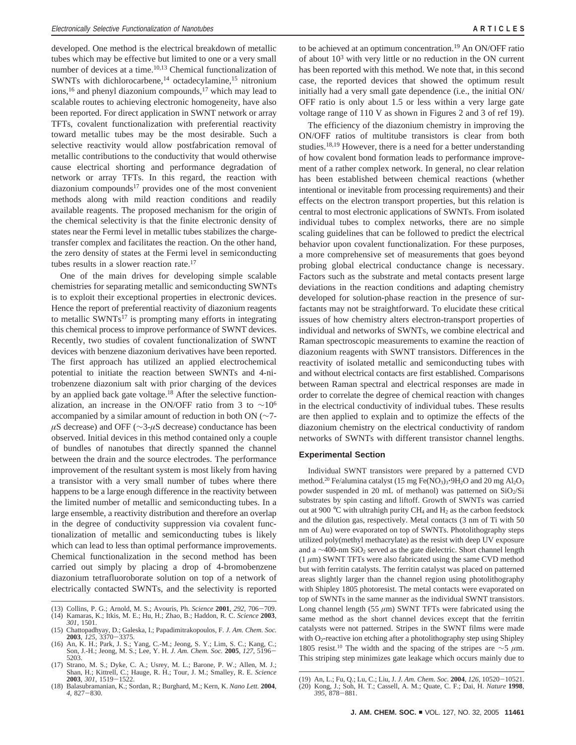developed. One method is the electrical breakdown of metallic tubes which may be effective but limited to one or a very small number of devices at a time.[10,13] Chemical functionalization of SWNTs with dichlorocarbene,[14] octadecylamine,[15] nitronium ions,[16] and phenyl diazonium compounds,[17] which may lead to scalable routes to achieving electronic homogeneity, have also been reported. For direct application in SWNT network or array TFTs, covalent functionalization with preferential reactivity toward metallic tubes may be the most desirable. Such a selective reactivity would allow postfabrication removal of metallic contributions to the conductivity that would otherwise cause electrical shorting and performance degradation of network or array TFTs. In this regard, the reaction with diazonium compounds[17] provides one of the most convenient methods along with mild reaction conditions and readily available reagents. The proposed mechanism for the origin of the chemical selectivity is that the finite electronic density of states near the Fermi level in metallic tubes stabilizes the charge-transfer complex and facilitates the reaction. On the other hand, the zero density of states at the Fermi level in semiconducting tubes results in a slower reaction rate.[17]

One of the main drives for developing simple scalable chemistries for separating metallic and semiconducting SWNTs is to exploit their exceptional properties in electronic devices. Hence the report of preferential reactivity of diazonium reagents to metallic SWNTs[17] is prompting many efforts in integrating this chemical process to improve performance of SWNT devices. Recently, two studies of covalent functionalization of SWNT devices with benzene diazonium derivatives have been reported. The first approach has utilized an applied electrochemical potential to initiate the reaction between SWNTs and 4-nitrobenzene diazonium salt with prior charging of the devices by an applied back gate voltage.[18] After the selective functionalization, an increase in the ON/OFF ratio from 3 to $\sim 10^6$ accompanied by a similar amount of reduction in both ON ($\sim$7-$\mu$S decrease) and OFF ($\sim$3-$\mu$S decrease) conductance has been observed. Initial devices in this method contained only a couple of bundles of nanotubes that directly spanned the channel between the drain and the source electrodes. The performance improvement of the resultant system is most likely from having a transistor with a very small number of tubes where there happens to be a large enough difference in the reactivity between the limited number of metallic and semiconducting tubes. In a large ensemble, a reactivity distribution and therefore an overlap in the degree of conductivity suppression via covalent functionalization of metallic and semiconducting tubes is likely which can lead to less than optimal performance improvements. Chemical functionalization in the second method has been carried out simply by placing a drop of 4-bromobenzene diazonium tetrafluoroborate solution on top of a network of electrically contacted SWNTs, and the selectivity is reported to be achieved at an optimum concentration.[19] An ON/OFF ratio of about $10^3$ with very little or no reduction in the ON current has been reported with this method. We note that, in this second case, the reported devices that showed the optimum result initially had a very small gate dependence (i.e., the initial ON/OFF ratio is only about 1.5 or less within a very large gate voltage range of 110 V as shown in Figures 2 and 3 of ref 19).

The efficiency of the diazonium chemistry in improving the ON/OFF ratios of multitube transistors is clear from both studies.[18,19] However, there is a need for a better understanding of how covalent bond formation leads to performance improvement of a rather complex network. In general, no clear relation has been established between chemical reactions (whether intentional or inevitable from processing requirements) and their effects on the electron transport properties, but this relation is central to most electronic applications of SWNTs. From isolated individual tubes to complex networks, there are no simple scaling guidelines that can be followed to predict the electrical behavior upon covalent functionalization. For these purposes, a more comprehensive set of measurements that goes beyond probing global electrical conductance change is necessary. Factors such as the substrate and metal contacts present large deviations in the reaction conditions and adapting chemistry developed for solution-phase reaction in the presence of surfactants may not be straightforward. To elucidate these critical issues of how chemistry alters electron-transport properties of individual and networks of SWNTs, we combine electrical and Raman spectroscopic measurements to examine the reaction of diazonium reagents with SWNT transistors. Differences in the reactivity of isolated metallic and semiconducting tubes with and without electrical contacts are first established. Comparisons between Raman spectral and electrical responses are made in order to correlate the degree of chemical reaction with changes in the electrical conductivity of individual tubes. These results are then applied to explain and to optimize the effects of the diazonium chemistry on the electrical conductivity of random networks of SWNTs with different transistor channel lengths.

## Experimental Section

Individual SWNT transistors were prepared by a patterned CVD method.[20] Fe/alumina catalyst (15 mg $Fe(NO_3)_3 \cdot 9H_2O$ and 20 mg $Al_2O_3$ powder suspended in 20 mL of methanol) was patterned on $SiO_2$/Si substrates by spin casting and liftoff. Growth of SWNTs was carried out at 900 °C with ultrahigh purity $CH_4$ and $H_2$ as the carbon feedstock and the dilution gas, respectively. Metal contacts (3 nm of Ti with 50 nm of Au) were evaporated on top of SWNTs. Photolithography steps utilized poly(methyl methacrylate) as the resist with deep UV exposure and a $\sim$400-nm $SiO_2$ served as the gate dielectric. Short channel length (1 $\mu$m) SWNT TFTs were also fabricated using the same CVD method but with ferritin catalysts. The ferritin catalyst was placed on patterned areas slightly larger than the channel region using photolithography with Shipley 1805 photoresist. The metal contacts were evaporated on top of SWNTs in the same manner as the individual SWNT transistors. Long channel length (55 $\mu$m) SWNT TFTs were fabricated using the same method as the short channel devices except that the ferritin catalysts were not patterned. Stripes in the SWNT films were made with $O_2$-reactive ion etching after a photolithography step using Shipley 1805 resist.[10] The width and the spacing of the stripes are $\sim$5 $\mu$m. This striping step minimizes gate leakage which occurs mainly due to

(13) Collins, P. G.; Arnold, M. S.; Avouris, Ph. *Science* **2001**, *292*, 706–709.
(14) Kamaras, K.; Itkis, M. E.; Hu, H.; Zhao, B.; Haddon, R. C. *Science* **2003**, *301*, 1501.
(15) Chattopadhyay, D.; Galeska, I.; Papadimitrakopoulos, F. *J. Am. Chem. Soc.* **2003**, *125*, 3370–3375.
(16) An, K. H.; Park, J. S.; Yang, C.-M.; Jeong, S. Y.; Lim, S. C.; Kang, C.; Son, J.-H.; Jeong, M. S.; Lee, Y. H. *J. Am. Chem. Soc.* **2005**, *127*, 5196–5203.
(17) Strano, M. S.; Dyke, C. A.; Usrey, M. L.; Barone, P. W.; Allen, M. J.; Shan, H.; Kittrell, C.; Hauge, R. H.; Tour, J. M.; Smalley, R. E. *Science* **2003**, *301*, 1519–1522.
(18) Balasubramanian, K.; Sordan, R.; Burghard, M.; Kern, K. *Nano Lett.* **2004**, *4*, 827–830.
(19) An, L.; Fu, Q.; Lu, C.; Liu, J. *J. Am. Chem. Soc.* **2004**, *126*, 10520–10521.
(20) Kong, J.; Soh, H. T.; Cassell, A. M.; Quate, C. F.; Dai, H. *Nature* **1998**, *395*, 878–881.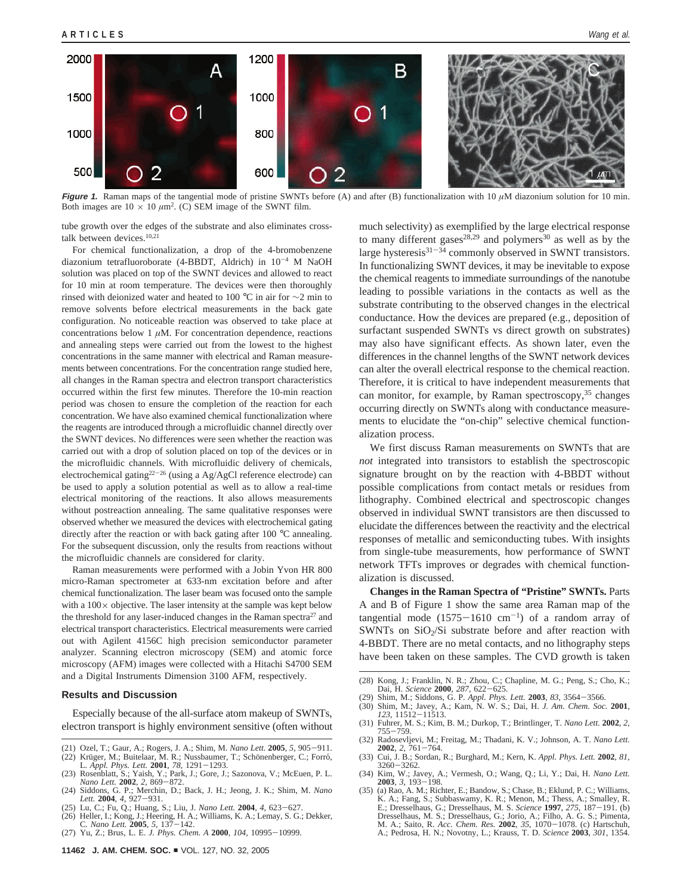**Figure 1.** Raman maps of the tangential mode of pristine SWNTs before (A) and after (B) functionalization with 10 $\mu$M diazonium solution for 10 min. Both images are $10 \times 10$ $\mu m^2$. (C) SEM image of the SWNT film.

tube growth over the edges of the substrate and also eliminates cross-talk between devices.[10,21]

For chemical functionalization, a drop of the 4-bromobenzene diazonium tetrafluoroborate (4-BBDT, Aldrich) in $10^{-4}$ M NaOH solution was placed on top of the SWNT devices and allowed to react for 10 min at room temperature. The devices were then thoroughly rinsed with deionized water and heated to 100 °C in air for ~2 min to remove solvents before electrical measurements in the back gate configuration. No noticeable reaction was observed to take place at concentrations below 1 $\mu$M. For concentration dependence, reactions and annealing steps were carried out from the lowest to the highest concentrations in the same manner with electrical and Raman measurements between concentrations. For the concentration range studied here, all changes in the Raman spectra and electron transport characteristics occurred within the first few minutes. Therefore the 10-min reaction period was chosen to ensure the completion of the reaction for each concentration. We have also examined chemical functionalization where the reagents are introduced through a microfluidic channel directly over the SWNT devices. No differences were seen whether the reaction was carried out with a drop of solution placed on top of the devices or in the microfluidic channels. With microfluidic delivery of chemicals, electrochemical gating[22-26] (using a Ag/AgCl reference electrode) can be used to apply a solution potential as well as to allow a real-time electrical monitoring of the reactions. It also allows measurements without postreaction annealing. The same qualitative responses were observed whether we measured the devices with electrochemical gating directly after the reaction or with back gating after 100 °C annealing. For the subsequent discussion, only the results from reactions without the microfluidic channels are considered for clarity.

Raman measurements were performed with a Jobin Yvon HR 800 micro-Raman spectrometer at 633-nm excitation before and after chemical functionalization. The laser beam was focused onto the sample with a 100× objective. The laser intensity at the sample was kept below the threshold for any laser-induced changes in the Raman spectra[27] and electrical transport characteristics. Electrical measurements were carried out with Agilent 4156C high precision semiconductor parameter analyzer. Scanning electron microscopy (SEM) and atomic force microscopy (AFM) images were collected with a Hitachi S4700 SEM and a Digital Instruments Dimension 3100 AFM, respectively.

## Results and Discussion

Especially because of the all-surface atom makeup of SWNTs, electron transport is highly environment sensitive (often without much selectivity) as exemplified by the large electrical response to many different gases[28,29] and polymers[30] as well as by the large hysteresis[31-34] commonly observed in SWNT transistors. In functionalizing SWNT devices, it may be inevitable to expose the chemical reagents to immediate surroundings of the nanotube leading to possible variations in the contacts as well as the substrate contributing to the observed changes in the electrical conductance. How the devices are prepared (e.g., deposition of surfactant suspended SWNTs vs direct growth on substrates) may also have significant effects. As shown later, even the differences in the channel lengths of the SWNT network devices can alter the overall electrical response to the chemical reaction. Therefore, it is critical to have independent measurements that can monitor, for example, by Raman spectroscopy,[35] changes occurring directly on SWNTs along with conductance measurements to elucidate the "on-chip" selective chemical functionalization process.

We first discuss Raman measurements on SWNTs that are *not* integrated into transistors to establish the spectroscopic signature brought on by the reaction with 4-BBDT without possible complications from contact metals or residues from lithography. Combined electrical and spectroscopic changes observed in individual SWNT transistors are then discussed to elucidate the differences between the reactivity and the electrical responses of metallic and semiconducting tubes. With insights from single-tube measurements, how performance of SWNT network TFTs improves or degrades with chemical functionalization is discussed.

**Changes in the Raman Spectra of "Pristine" SWNTs.** Parts A and B of Figure 1 show the same area Raman map of the tangential mode (1575−1610 cm$^{-1}$) of a random array of SWNTs on $SiO_2$/Si substrate before and after reaction with 4-BBDT. There are no metal contacts, and no lithography steps have been taken on these samples. The CVD growth is taken

(21) Ozel, T.; Gaur, A.; Rogers, J. A.; Shim, M. *Nano Lett.* **2005**, *5*, 905−911.
(22) Krüger, M.; Buitelaar, M. R.; Nussbaumer, T.; Schönenberger, C.; Forró, L. *Appl. Phys. Lett.* **2001**, *78*, 1291−1293.
(23) Rosenblatt, S.; Yaish, Y.; Park, J.; Gore, J.; Sazonova, V.; McEuen, P. L. *Nano Lett.* **2002**, *2*, 869−872.
(24) Siddons, G. P.; Merchin, D.; Back, J. H.; Jeong, J. K.; Shim, M. *Nano Lett.* **2004**, *4*, 927−931.
(25) Lu, C.; Fu, Q.; Huang, S.; Liu, J. *Nano Lett.* **2004**, *4*, 623−627.
(26) Heller, I.; Kong, J.; Heering, H. A.; Williams, K. A.; Lemay, S. G.; Dekker, C. *Nano Lett.* **2005**, *5*, 137−142.
(27) Yu, Z.; Brus, L. E. *J. Phys. Chem. A* **2000**, *104*, 10995−10999.
(28) Kong, J.; Franklin, N. R.; Zhou, C.; Chapline, M. G.; Peng, S.; Cho, K.; Dai, H. *Science* **2000**, *287*, 622−625.
(29) Shim, M.; Siddons, G. P. *Appl. Phys. Lett.* **2003**, *83*, 3564−3566.
(30) Shim, M.; Javey, A.; Kam, N. W. S.; Dai, H. *J. Am. Chem. Soc.* **2001**, *123*, 11512−11513.
(31) Fuhrer, M. S.; Kim, B. M.; Durkop, T.; Brintlinger, T. *Nano Lett.* **2002**, *2*, 755−759.
(32) Radosevljevi, M.; Freitag, M.; Thadani, K. V.; Johnson, A. T. *Nano Lett.* **2002**, *2*, 761−764.
(33) Cui, J. B.; Sordan, R.; Burghard, M.; Kern, K. *Appl. Phys. Lett.* **2002**, *81*, 3260−3262.
(34) Kim, W.; Javey, A.; Vermesh, O.; Wang, Q.; Li, Y.; Dai, H. *Nano Lett.* **2003**, *3*, 193−198.
(35) (a) Rao, A. M.; Richter, E.; Bandow, S.; Chase, B.; Eklund, P. C.; Williams, K. A.; Fang, S.; Subbaswamy, K. R.; Menon, M.; Thess, A.; Smalley, R. E.; Dresselhaus, G.; Dresselhaus, M. S. *Science* **1997**, *275*, 187−191. (b) Dresselhaus, M. S.; Dresselhaus, G.; Jorio, A.; Filho, A. G. S.; Pimenta, M. A.; Saito, R. *Acc. Chem. Res.* **2002**, *35*, 1070−1078. (c) Hartschuh, A.; Pedrosa, H. N.; Novotny, L.; Krauss, T. D. *Science* **2003**, *301*, 1354.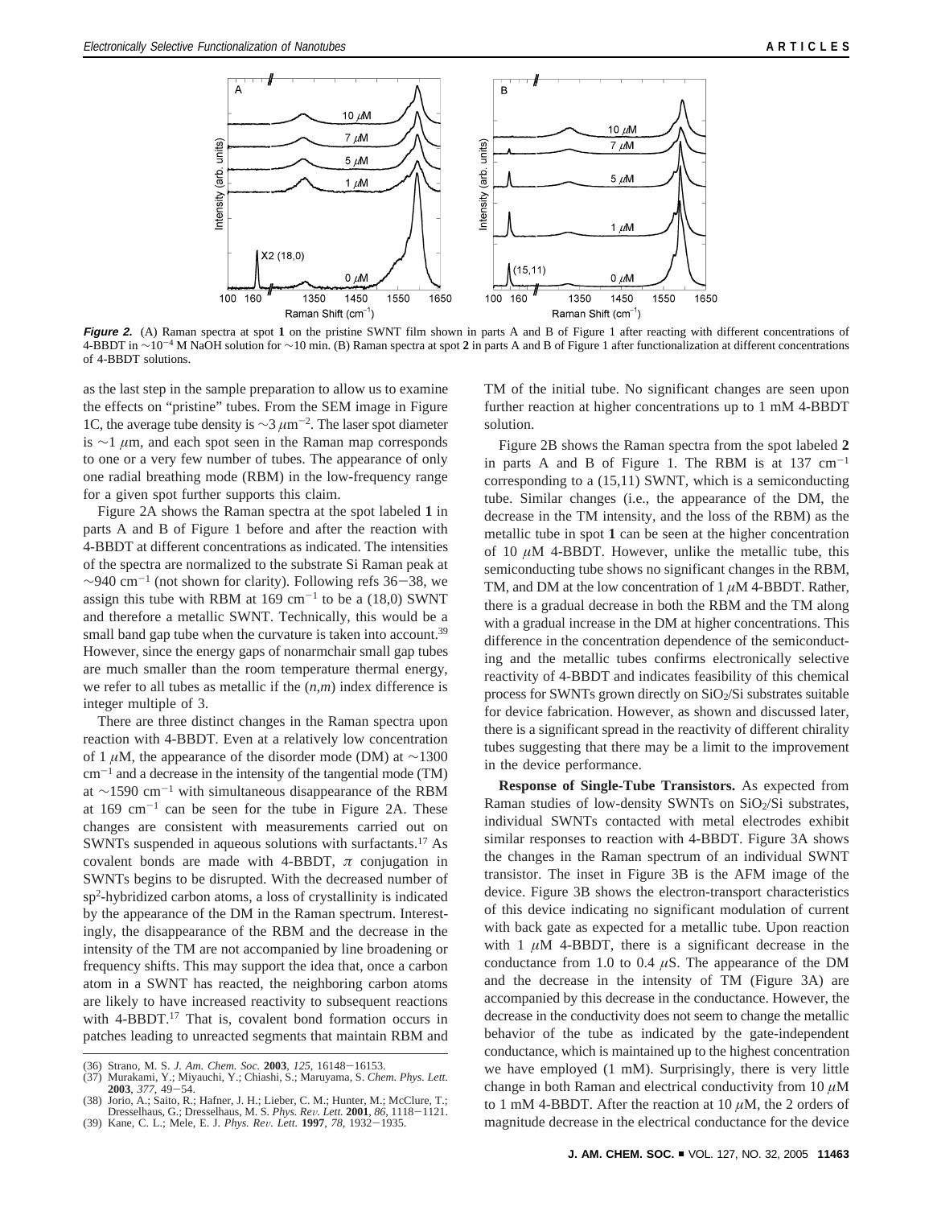**Figure 2.** (A) Raman spectra at spot **1** on the pristine SWNT film shown in parts A and B of Figure 1 after reacting with different concentrations of 4-BBDT in ~$10^{-4}$ M NaOH solution for ~10 min. (B) Raman spectra at spot **2** in parts A and B of Figure 1 after functionalization at different concentrations of 4-BBDT solutions.

as the last step in the sample preparation to allow us to examine the effects on "pristine" tubes. From the SEM image in Figure 1C, the average tube density is ~3 $\mu m^{-2}$. The laser spot diameter is ~1 $\mu$m, and each spot seen in the Raman map corresponds to one or a very few number of tubes. The appearance of only one radial breathing mode (RBM) in the low-frequency range for a given spot further supports this claim.

Figure 2A shows the Raman spectra at the spot labeled **1** in parts A and B of Figure 1 before and after the reaction with 4-BBDT at different concentrations as indicated. The intensities of the spectra are normalized to the substrate Si Raman peak at ~940 $cm^{-1}$ (not shown for clarity). Following refs 36−38, we assign this tube with RBM at 169 $cm^{-1}$ to be a (18,0) SWNT and therefore a metallic SWNT. Technically, this would be a small band gap tube when the curvature is taken into account.[39] However, since the energy gaps of nonarmchair small gap tubes are much smaller than the room temperature thermal energy, we refer to all tubes as metallic if the (*n*,*m*) index difference is integer multiple of 3.

There are three distinct changes in the Raman spectra upon reaction with 4-BBDT. Even at a relatively low concentration of 1 $\mu$M, the appearance of the disorder mode (DM) at ~1300 $cm^{-1}$ and a decrease in the intensity of the tangential mode (TM) at ~1590 $cm^{-1}$ with simultaneous disappearance of the RBM at 169 $cm^{-1}$ can be seen for the tube in Figure 2A. These changes are consistent with measurements carried out on SWNTs suspended in aqueous solutions with surfactants.[17] As covalent bonds are made with 4-BBDT, $\pi$ conjugation in SWNTs begins to be disrupted. With the decreased number of $sp^2$-hybridized carbon atoms, a loss of crystallinity is indicated by the appearance of the DM in the Raman spectrum. Interestingly, the disappearance of the RBM and the decrease in the intensity of the TM are not accompanied by line broadening or frequency shifts. This may support the idea that, once a carbon atom in a SWNT has reacted, the neighboring carbon atoms are likely to have increased reactivity to subsequent reactions with 4-BBDT.[17] That is, covalent bond formation occurs in patches leading to unreacted segments that maintain RBM and TM of the initial tube. No significant changes are seen upon further reaction at higher concentrations up to 1 mM 4-BBDT solution.

Figure 2B shows the Raman spectra from the spot labeled **2** in parts A and B of Figure 1. The RBM is at 137 $cm^{-1}$ corresponding to a (15,11) SWNT, which is a semiconducting tube. Similar changes (i.e., the appearance of the DM, the decrease in the TM intensity, and the loss of the RBM) as the metallic tube in spot **1** can be seen at the higher concentration of 10 $\mu$M 4-BBDT. However, unlike the metallic tube, this semiconducting tube shows no significant changes in the RBM, TM, and DM at the low concentration of 1 $\mu$M 4-BBDT. Rather, there is a gradual decrease in both the RBM and the TM along with a gradual increase in the DM at higher concentrations. This difference in the concentration dependence of the semiconducting and the metallic tubes confirms electronically selective reactivity of 4-BBDT and indicates feasibility of this chemical process for SWNTs grown directly on $SiO_2$/Si substrates suitable for device fabrication. However, as shown and discussed later, there is a significant spread in the reactivity of different chirality tubes suggesting that there may be a limit to the improvement in the device performance.

**Response of Single-Tube Transistors.** As expected from Raman studies of low-density SWNTs on $SiO_2$/Si substrates, individual SWNTs contacted with metal electrodes exhibit similar responses to reaction with 4-BBDT. Figure 3A shows the changes in the Raman spectrum of an individual SWNT transistor. The inset in Figure 3B is the AFM image of the device. Figure 3B shows the electron-transport characteristics of this device indicating no significant modulation of current with back gate as expected for a metallic tube. Upon reaction with 1 $\mu$M 4-BBDT, there is a significant decrease in the conductance from 1.0 to 0.4 $\mu$S. The appearance of the DM and the decrease in the intensity of TM (Figure 3A) are accompanied by this decrease in the conductance. However, the decrease in the conductivity does not seem to change the metallic behavior of the tube as indicated by the gate-independent conductance, which is maintained up to the highest concentration we have employed (1 mM). Surprisingly, there is very little change in both Raman and electrical conductivity from 10 $\mu$M to 1 mM 4-BBDT. After the reaction at 10 $\mu$M, the 2 orders of magnitude decrease in the electrical conductance for the device

(36) Strano, M. S. *J. Am. Chem. Soc.* **2003**, *125*, 16148−16153.
(37) Murakami, Y.; Miyauchi, Y.; Chiashi, S.; Maruyama, S. *Chem. Phys. Lett.* **2003**, *377*, 49−54.
(38) Jorio, A.; Saito, R.; Hafner, J. H.; Lieber, C. M.; Hunter, M.; McClure, T.; Dresselhaus, G.; Dresselhaus, M. S. *Phys. Rev. Lett.* **2001**, *86*, 1118−1121.
(39) Kane, C. L.; Mele, E. J. *Phys. Rev. Lett.* **1997**, *78*, 1932−1935.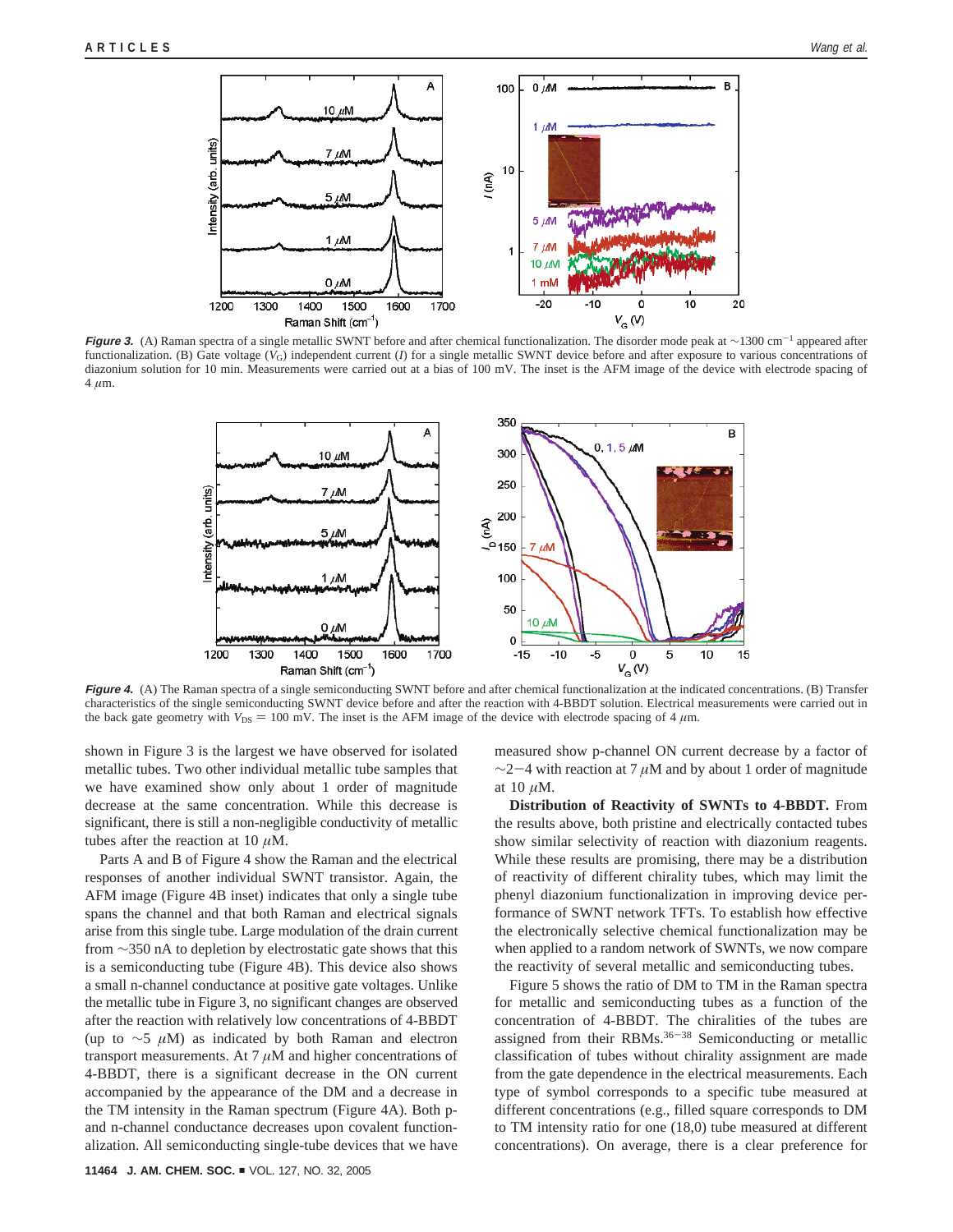**Figure 3.** (A) Raman spectra of a single metallic SWNT before and after chemical functionalization. The disorder mode peak at ~1300 cm$^{-1}$ appeared after functionalization. (B) Gate voltage ($V_G$) independent current ($I$) for a single metallic SWNT device before and after exposure to various concentrations of diazonium solution for 10 min. Measurements were carried out at a bias of 100 mV. The inset is the AFM image of the device with electrode spacing of 4 $\mu$m.

**Figure 4.** (A) The Raman spectra of a single semiconducting SWNT before and after chemical functionalization at the indicated concentrations. (B) Transfer characteristics of the single semiconducting SWNT device before and after the reaction with 4-BBDT solution. Electrical measurements were carried out in the back gate geometry with $V_{DS}$ = 100 mV. The inset is the AFM image of the device with electrode spacing of 4 $\mu$m.

shown in Figure 3 is the largest we have observed for isolated metallic tubes. Two other individual metallic tube samples that we have examined show only about 1 order of magnitude decrease at the same concentration. While this decrease is significant, there is still a non-negligible conductivity of metallic tubes after the reaction at 10 $\mu$M.

Parts A and B of Figure 4 show the Raman and the electrical responses of another individual SWNT transistor. Again, the AFM image (Figure 4B inset) indicates that only a single tube spans the channel and that both Raman and electrical signals arise from this single tube. Large modulation of the drain current from ~350 nA to depletion by electrostatic gate shows that this is a semiconducting tube (Figure 4B). This device also shows a small n-channel conductance at positive gate voltages. Unlike the metallic tube in Figure 3, no significant changes are observed after the reaction with relatively low concentrations of 4-BBDT (up to ~5 $\mu$M) as indicated by both Raman and electron transport measurements. At 7 $\mu$M and higher concentrations of 4-BBDT, there is a significant decrease in the ON current accompanied by the appearance of the DM and a decrease in the TM intensity in the Raman spectrum (Figure 4A). Both p- and n-channel conductance decreases upon covalent functionalization. All semiconducting single-tube devices that we have measured show p-channel ON current decrease by a factor of ~2−4 with reaction at 7 $\mu$M and by about 1 order of magnitude at 10 $\mu$M.

**Distribution of Reactivity of SWNTs to 4-BBDT.** From the results above, both pristine and electrically contacted tubes show similar selectivity of reaction with diazonium reagents. While these results are promising, there may be a distribution of reactivity of different chirality tubes, which may limit the phenyl diazonium functionalization in improving device performance of SWNT network TFTs. To establish how effective the electronically selective chemical functionalization may be when applied to a random network of SWNTs, we now compare the reactivity of several metallic and semiconducting tubes.

Figure 5 shows the ratio of DM to TM in the Raman spectra for metallic and semiconducting tubes as a function of the concentration of 4-BBDT. The chiralities of the tubes are assigned from their RBMs.[36−38] Semiconducting or metallic classification of tubes without chirality assignment are made from the gate dependence in the electrical measurements. Each type of symbol corresponds to a specific tube measured at different concentrations (e.g., filled square corresponds to DM to TM intensity ratio for one (18,0) tube measured at different concentrations). On average, there is a clear preference for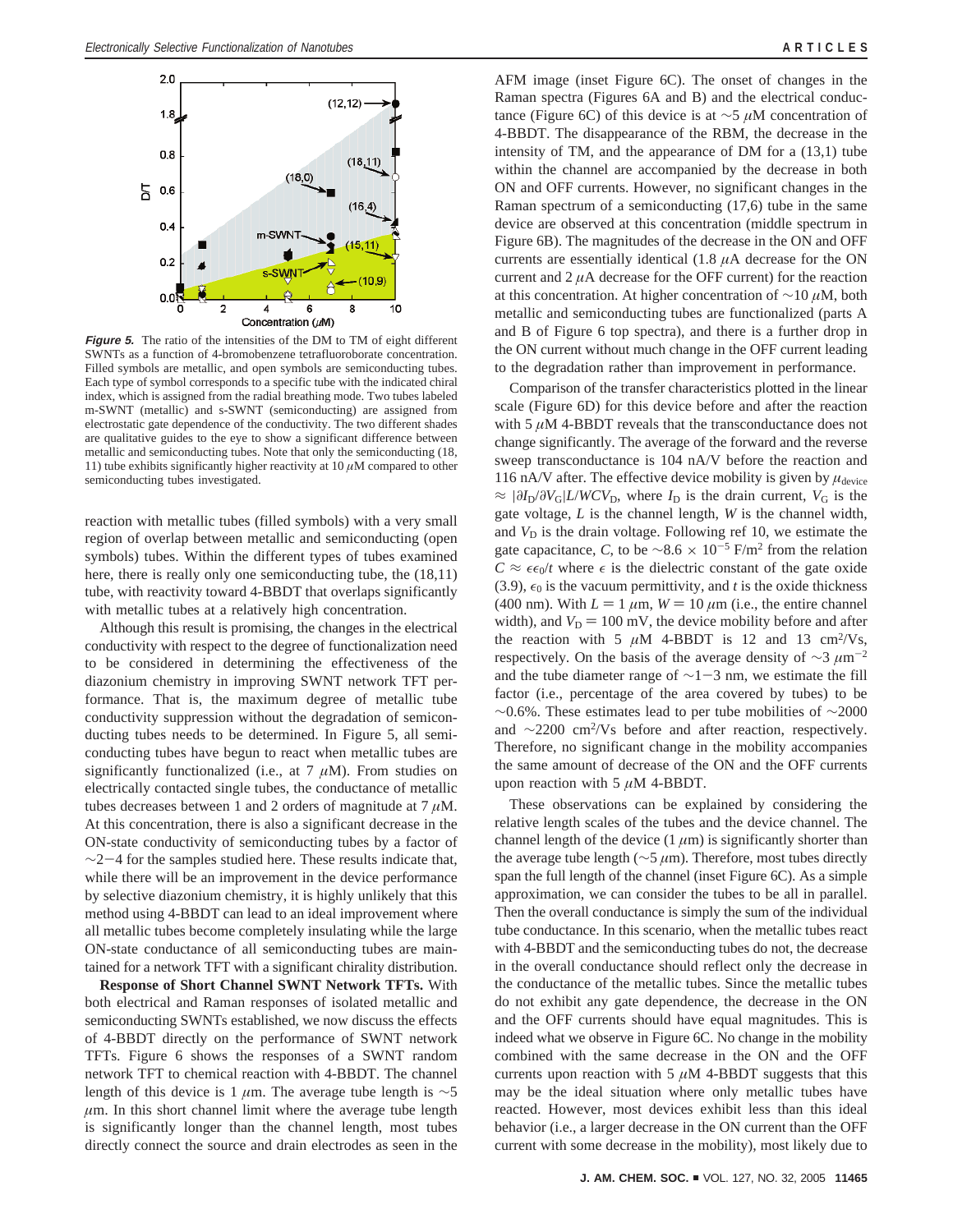**Figure 5.** The ratio of the intensities of the DM to TM of eight different SWNTs as a function of 4-bromobenzene tetrafluoroborate concentration. Filled symbols are metallic, and open symbols are semiconducting tubes. Each type of symbol corresponds to a specific tube with the indicated chiral index, which is assigned from the radial breathing mode. Two tubes labeled m-SWNT (metallic) and s-SWNT (semiconducting) are assigned from electrostatic gate dependence of the conductivity. The two different shades are qualitative guides to the eye to show a significant difference between metallic and semiconducting tubes. Note that only the semiconducting (18, 11) tube exhibits significantly higher reactivity at 10 $\mu$M compared to other semiconducting tubes investigated.

reaction with metallic tubes (filled symbols) with a very small region of overlap between metallic and semiconducting (open symbols) tubes. Within the different types of tubes examined here, there is really only one semiconducting tube, the (18,11) tube, with reactivity toward 4-BBDT that overlaps significantly with metallic tubes at a relatively high concentration.

Although this result is promising, the changes in the electrical conductivity with respect to the degree of functionalization need to be considered in determining the effectiveness of the diazonium chemistry in improving SWNT network TFT performance. That is, the maximum degree of metallic tube conductivity suppression without the degradation of semiconducting tubes needs to be determined. In Figure 5, all semiconducting tubes have begun to react when metallic tubes are significantly functionalized (i.e., at 7 $\mu$M). From studies on electrically contacted single tubes, the conductance of metallic tubes decreases between 1 and 2 orders of magnitude at 7 $\mu$M. At this concentration, there is also a significant decrease in the ON-state conductivity of semiconducting tubes by a factor of $\sim$2$-$4 for the samples studied here. These results indicate that, while there will be an improvement in the device performance by selective diazonium chemistry, it is highly unlikely that this method using 4-BBDT can lead to an ideal improvement where all metallic tubes become completely insulating while the large ON-state conductance of all semiconducting tubes are maintained for a network TFT with a significant chirality distribution.

**Response of Short Channel SWNT Network TFTs.** With both electrical and Raman responses of isolated metallic and semiconducting SWNTs established, we now discuss the effects of 4-BBDT directly on the performance of SWNT network TFTs. Figure 6 shows the responses of a SWNT random network TFT to chemical reaction with 4-BBDT. The channel length of this device is 1 $\mu$m. The average tube length is $\sim$5 $\mu$m. In this short channel limit where the average tube length is significantly longer than the channel length, most tubes directly connect the source and drain electrodes as seen in the AFM image (inset Figure 6C). The onset of changes in the Raman spectra (Figures 6A and B) and the electrical conductance (Figure 6C) of this device is at $\sim$5 $\mu$M concentration of 4-BBDT. The disappearance of the RBM, the decrease in the intensity of TM, and the appearance of DM for a (13,1) tube within the channel are accompanied by the decrease in both ON and OFF currents. However, no significant changes in the Raman spectrum of a semiconducting (17,6) tube in the same device are observed at this concentration (middle spectrum in Figure 6B). The magnitudes of the decrease in the ON and OFF currents are essentially identical (1.8 $\mu$A decrease for the ON current and 2 $\mu$A decrease for the OFF current) for the reaction at this concentration. At higher concentration of $\sim$10 $\mu$M, both metallic and semiconducting tubes are functionalized (parts A and B of Figure 6 top spectra), and there is a further drop in the ON current without much change in the OFF current leading to the degradation rather than improvement in performance.

Comparison of the transfer characteristics plotted in the linear scale (Figure 6D) for this device before and after the reaction with 5 $\mu$M 4-BBDT reveals that the transconductance does not change significantly. The average of the forward and the reverse sweep transconductance is 104 nA/V before the reaction and 116 nA/V after. The effective device mobility is given by $\mu_{device} \approx |\partial I_D/\partial V_G|L/WCV_D$, where $I_D$ is the drain current, $V_G$ is the gate voltage, $L$ is the channel length, $W$ is the channel width, and $V_D$ is the drain voltage. Following ref 10, we estimate the gate capacitance, $C$, to be $\sim 8.6 \times 10^{-5}$ F/m$^2$ from the relation $C \approx \epsilon\epsilon_0/t$ where $\epsilon$ is the dielectric constant of the gate oxide (3.9), $\epsilon_0$ is the vacuum permittivity, and $t$ is the oxide thickness (400 nm). With $L = 1$ $\mu$m, $W = 10$ $\mu$m (i.e., the entire channel width), and $V_D = 100$ mV, the device mobility before and after the reaction with 5 $\mu$M 4-BBDT is 12 and 13 cm$^2$/Vs, respectively. On the basis of the average density of $\sim$3 $\mu$m$^{-2}$ and the tube diameter range of $\sim$1$-$3 nm, we estimate the fill factor (i.e., percentage of the area covered by tubes) to be $\sim$0.6%. These estimates lead to per tube mobilities of $\sim$2000 and $\sim$2200 cm$^2$/Vs before and after reaction, respectively. Therefore, no significant change in the mobility accompanies the same amount of decrease of the ON and the OFF currents upon reaction with 5 $\mu$M 4-BBDT.

These observations can be explained by considering the relative length scales of the tubes and the device channel. The channel length of the device (1 $\mu$m) is significantly shorter than the average tube length ($\sim$5 $\mu$m). Therefore, most tubes directly span the full length of the channel (inset Figure 6C). As a simple approximation, we can consider the tubes to be all in parallel. Then the overall conductance is simply the sum of the individual tube conductance. In this scenario, when the metallic tubes react with 4-BBDT and the semiconducting tubes do not, the decrease in the overall conductance should reflect only the decrease in the conductance of the metallic tubes. Since the metallic tubes do not exhibit any gate dependence, the decrease in the ON and the OFF currents should have equal magnitudes. This is indeed what we observe in Figure 6C. No change in the mobility combined with the same decrease in the ON and the OFF currents upon reaction with 5 $\mu$M 4-BBDT suggests that this may be the ideal situation where only metallic tubes have reacted. However, most devices exhibit less than this ideal behavior (i.e., a larger decrease in the ON current than the OFF current with some decrease in the mobility), most likely due to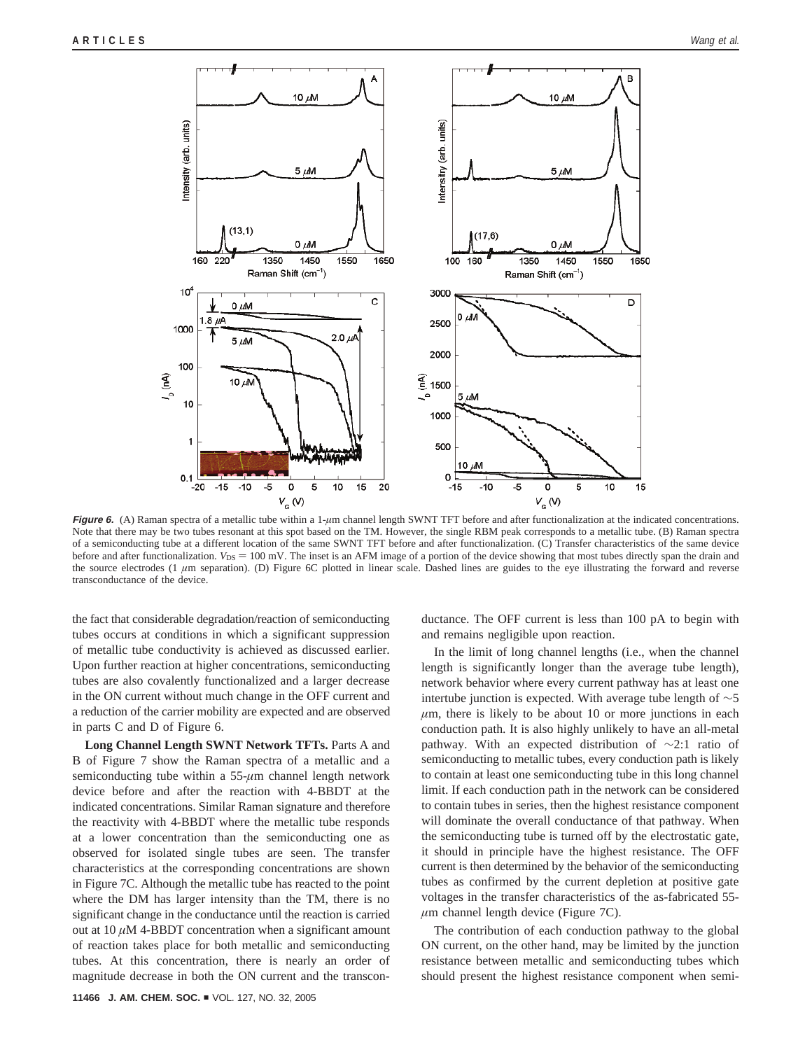**Figure 6.** (A) Raman spectra of a metallic tube within a 1-$\mu$m channel length SWNT TFT before and after functionalization at the indicated concentrations. Note that there may be two tubes resonant at this spot based on the TM. However, the single RBM peak corresponds to a metallic tube. (B) Raman spectra of a semiconducting tube at a different location of the same SWNT TFT before and after functionalization. (C) Transfer characteristics of the same device before and after functionalization. $V_{DS}$ = 100 mV. The inset is an AFM image of a portion of the device showing that most tubes directly span the drain and the source electrodes (1 $\mu$m separation). (D) Figure 6C plotted in linear scale. Dashed lines are guides to the eye illustrating the forward and reverse transconductance of the device.

the fact that considerable degradation/reaction of semiconducting tubes occurs at conditions in which a significant suppression of metallic tube conductivity is achieved as discussed earlier. Upon further reaction at higher concentrations, semiconducting tubes are also covalently functionalized and a larger decrease in the ON current without much change in the OFF current and a reduction of the carrier mobility are expected and are observed in parts C and D of Figure 6.

**Long Channel Length SWNT Network TFTs.** Parts A and B of Figure 7 show the Raman spectra of a metallic and a semiconducting tube within a 55-$\mu$m channel length network device before and after the reaction with 4-BBDT at the indicated concentrations. Similar Raman signature and therefore the reactivity with 4-BBDT where the metallic tube responds at a lower concentration than the semiconducting one as observed for isolated single tubes are seen. The transfer characteristics at the corresponding concentrations are shown in Figure 7C. Although the metallic tube has reacted to the point where the DM has larger intensity than the TM, there is no significant change in the conductance until the reaction is carried out at 10 $\mu$M 4-BBDT concentration when a significant amount of reaction takes place for both metallic and semiconducting tubes. At this concentration, there is nearly an order of magnitude decrease in both the ON current and the transconductance. The OFF current is less than 100 pA to begin with and remains negligible upon reaction.

In the limit of long channel lengths (i.e., when the channel length is significantly longer than the average tube length), network behavior where every current pathway has at least one intertube junction is expected. With average tube length of ~5 $\mu$m, there is likely to be about 10 or more junctions in each conduction path. It is also highly unlikely to have an all-metal pathway. With an expected distribution of ~2:1 ratio of semiconducting to metallic tubes, every conduction path is likely to contain at least one semiconducting tube in this long channel limit. If each conduction path in the network can be considered to contain tubes in series, then the highest resistance component will dominate the overall conductance of that pathway. When the semiconducting tube is turned off by the electrostatic gate, it should in principle have the highest resistance. The OFF current is then determined by the behavior of the semiconducting tubes as confirmed by the current depletion at positive gate voltages in the transfer characteristics of the as-fabricated 55-$\mu$m channel length device (Figure 7C).

The contribution of each conduction pathway to the global ON current, on the other hand, may be limited by the junction resistance between metallic and semiconducting tubes which should present the highest resistance component when semi-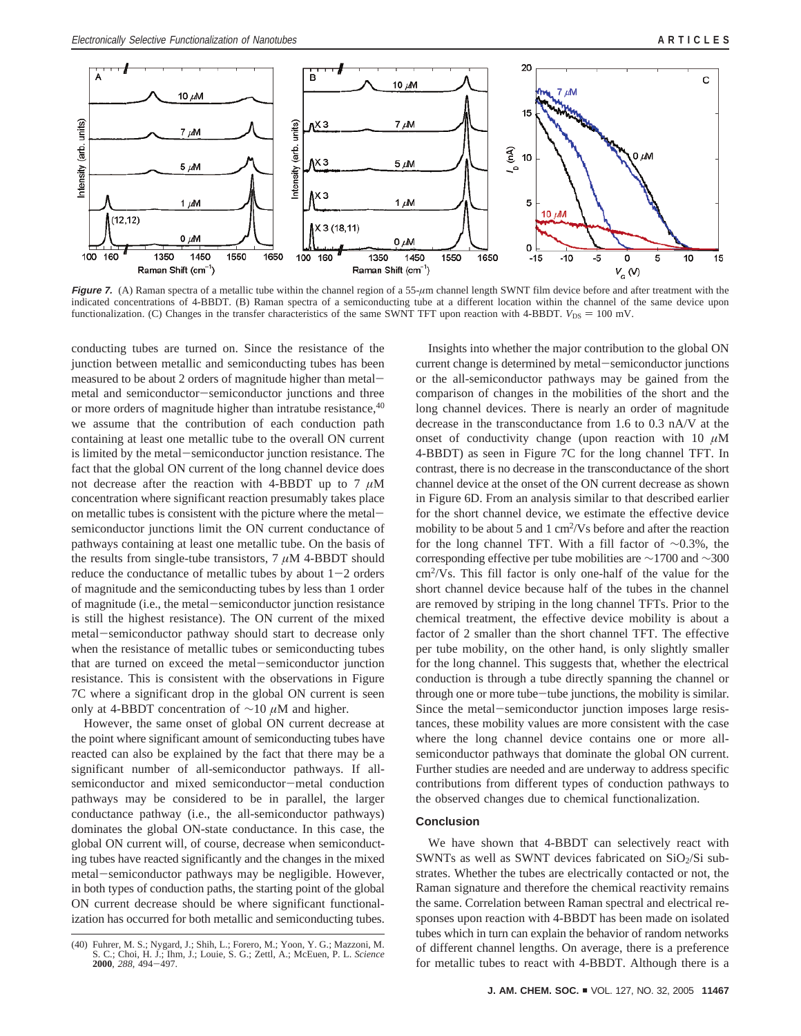**Figure 7.** (A) Raman spectra of a metallic tube within the channel region of a 55-μm channel length SWNT film device before and after treatment with the indicated concentrations of 4-BBDT. (B) Raman spectra of a semiconducting tube at a different location within the channel of the same device upon functionalization. (C) Changes in the transfer characteristics of the same SWNT TFT upon reaction with 4-BBDT. $V_{DS}$ = 100 mV.

conducting tubes are turned on. Since the resistance of the junction between metallic and semiconducting tubes has been measured to be about 2 orders of magnitude higher than metal–metal and semiconductor–semiconductor junctions and three or more orders of magnitude higher than intratube resistance,[40] we assume that the contribution of each conduction path containing at least one metallic tube to the overall ON current is limited by the metal–semiconductor junction resistance. The fact that the global ON current of the long channel device does not decrease after the reaction with 4-BBDT up to 7 μM concentration where significant reaction presumably takes place on metallic tubes is consistent with the picture where the metal–semiconductor junctions limit the ON current conductance of pathways containing at least one metallic tube. On the basis of the results from single-tube transistors, 7 μM 4-BBDT should reduce the conductance of metallic tubes by about 1–2 orders of magnitude and the semiconducting tubes by less than 1 order of magnitude (i.e., the metal–semiconductor junction resistance is still the highest resistance). The ON current of the mixed metal–semiconductor pathway should start to decrease only when the resistance of metallic tubes or semiconducting tubes that are turned on exceed the metal–semiconductor junction resistance. This is consistent with the observations in Figure 7C where a significant drop in the global ON current is seen only at 4-BBDT concentration of ~10 μM and higher.

However, the same onset of global ON current decrease at the point where significant amount of semiconducting tubes have reacted can also be explained by the fact that there may be a significant number of all-semiconductor pathways. If all-semiconductor and mixed semiconductor–metal conduction pathways may be considered to be in parallel, the larger conductance pathway (i.e., the all-semiconductor pathways) dominates the global ON-state conductance. In this case, the global ON current will, of course, decrease when semiconducting tubes have reacted significantly and the changes in the mixed metal–semiconductor pathways may be negligible. However, in both types of conduction paths, the starting point of the global ON current decrease should be where significant functionalization has occurred for both metallic and semiconducting tubes.

Insights into whether the major contribution to the global ON current change is determined by metal–semiconductor junctions or the all-semiconductor pathways may be gained from the comparison of changes in the mobilities of the short and the long channel devices. There is nearly an order of magnitude decrease in the transconductance from 1.6 to 0.3 nA/V at the onset of conductivity change (upon reaction with 10 μM 4-BBDT) as seen in Figure 7C for the long channel TFT. In contrast, there is no decrease in the transconductance of the short channel device at the onset of the ON current decrease as shown in Figure 6D. From an analysis similar to that described earlier for the short channel device, we estimate the effective device mobility to be about 5 and 1 $cm^2$/Vs before and after the reaction for the long channel TFT. With a fill factor of ~0.3%, the corresponding effective per tube mobilities are ~1700 and ~300 $cm^2$/Vs. This fill factor is only one-half of the value for the short channel device because half of the tubes in the channel are removed by striping in the long channel TFTs. Prior to the chemical treatment, the effective device mobility is about a factor of 2 smaller than the short channel TFT. The effective per tube mobility, on the other hand, is only slightly smaller for the long channel. This suggests that, whether the electrical conduction is through a tube directly spanning the channel or through one or more tube–tube junctions, the mobility is similar. Since the metal–semiconductor junction imposes large resistances, these mobility values are more consistent with the case where the long channel device contains one or more all-semiconductor pathways that dominate the global ON current. Further studies are needed and are underway to address specific contributions from different types of conduction pathways to the observed changes due to chemical functionalization.

## Conclusion

We have shown that 4-BBDT can selectively react with SWNTs as well as SWNT devices fabricated on $SiO_2$/Si substrates. Whether the tubes are electrically contacted or not, the Raman signature and therefore the chemical reactivity remains the same. Correlation between Raman spectral and electrical responses upon reaction with 4-BBDT has been made on isolated tubes which in turn can explain the behavior of random networks of different channel lengths. On average, there is a preference for metallic tubes to react with 4-BBDT. Although there is a

(40) Fuhrer, M. S.; Nygard, J.; Shih, L.; Forero, M.; Yoon, Y. G.; Mazzoni, M. S. C.; Choi, H. J.; Ihm, J.; Louie, S. G.; Zettl, A.; McEuen, P. L. *Science* **2000**, *288*, 494–497.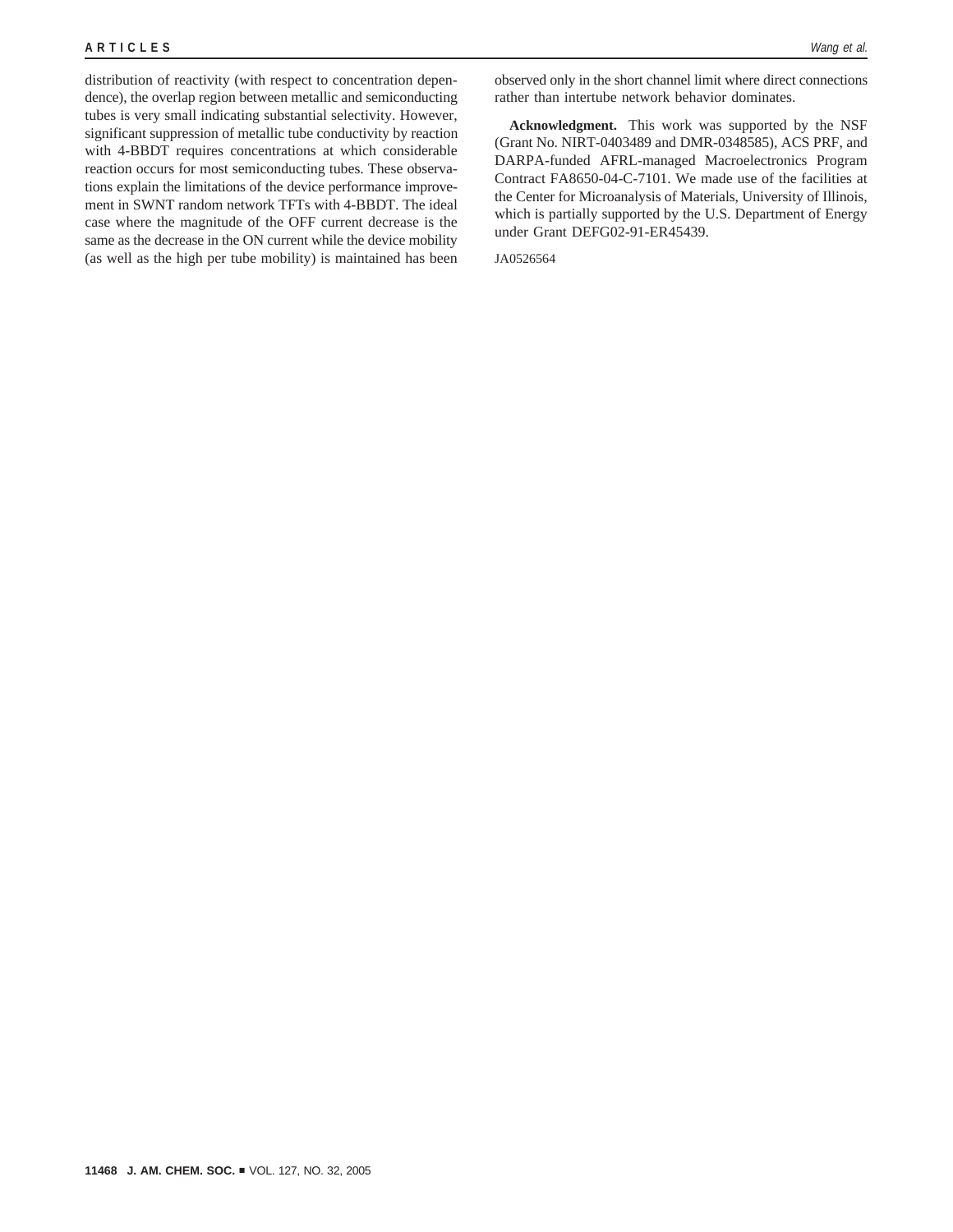distribution of reactivity (with respect to concentration dependence), the overlap region between metallic and semiconducting tubes is very small indicating substantial selectivity. However, significant suppression of metallic tube conductivity by reaction with 4-BBDT requires concentrations at which considerable reaction occurs for most semiconducting tubes. These observations explain the limitations of the device performance improvement in SWNT random network TFTs with 4-BBDT. The ideal case where the magnitude of the OFF current decrease is the same as the decrease in the ON current while the device mobility (as well as the high per tube mobility) is maintained has been observed only in the short channel limit where direct connections rather than intertube network behavior dominates.

**Acknowledgment.** This work was supported by the NSF (Grant No. NIRT-0403489 and DMR-0348585), ACS PRF, and DARPA-funded AFRL-managed Macroelectronics Program Contract FA8650-04-C-7101. We made use of the facilities at the Center for Microanalysis of Materials, University of Illinois, which is partially supported by the U.S. Department of Energy under Grant DEFG02-91-ER45439.

JA0526564